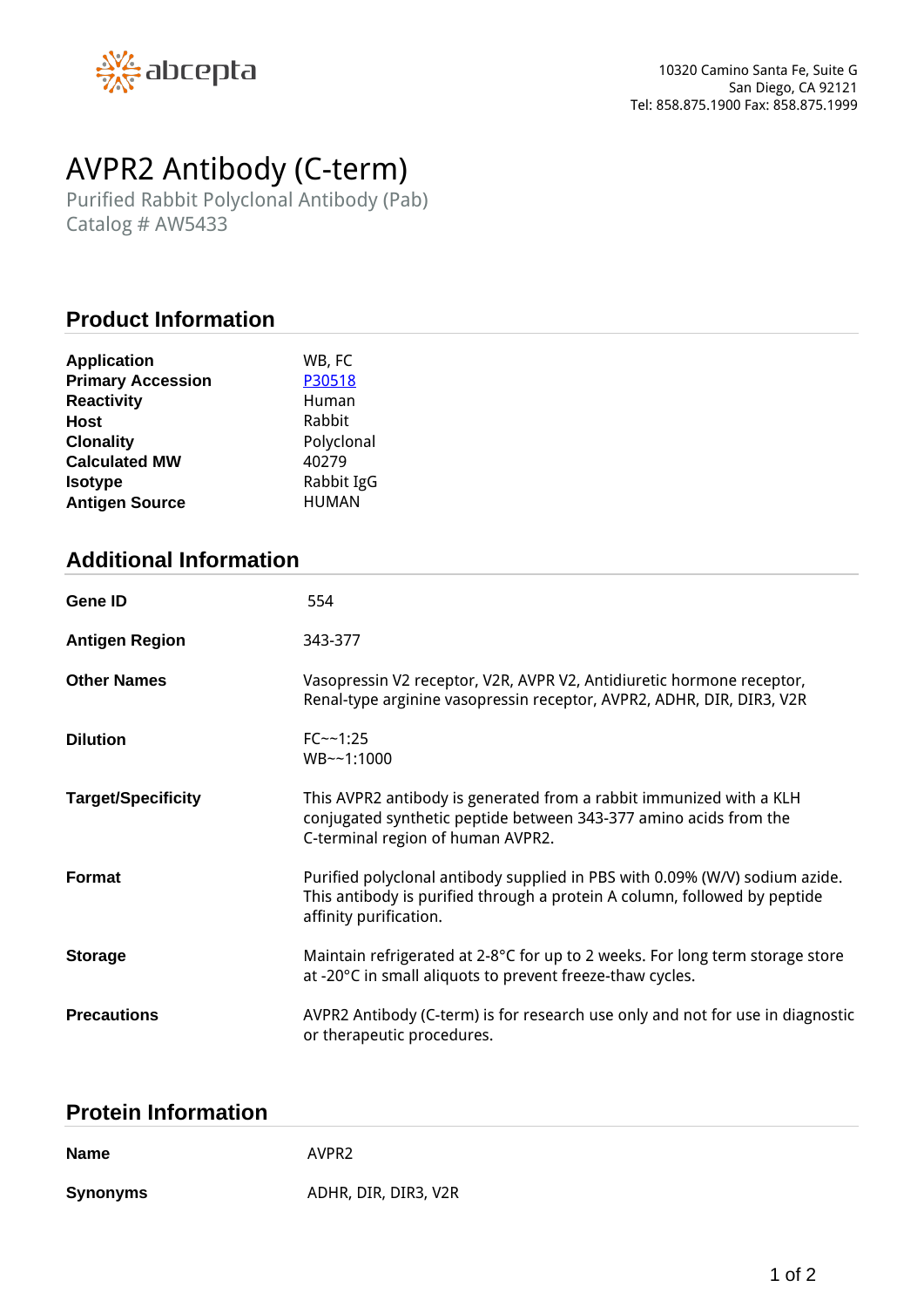abcepta

10320 Camino Santa Fe, Suite G
San Diego, CA 92121
Tel: 858.875.1900 Fax: 858.875.1999

# AVPR2 Antibody (C-term)

Purified Rabbit Polyclonal Antibody (Pab)
Catalog # AW5433

## Product Information

| | |
|---|---|
| **Application** | WB, FC |
| **Primary Accession** | P30518 |
| **Reactivity** | Human |
| **Host** | Rabbit |
| **Clonality** | Polyclonal |
| **Calculated MW** | 40279 |
| **Isotype** | Rabbit IgG |
| **Antigen Source** | HUMAN |

## Additional Information

| | |
|---|---|
| **Gene ID** | 554 |
| **Antigen Region** | 343-377 |
| **Other Names** | Vasopressin V2 receptor, V2R, AVPR V2, Antidiuretic hormone receptor, Renal-type arginine vasopressin receptor, AVPR2, ADHR, DIR, DIR3, V2R |
| **Dilution** | FC~~1:25<br>WB~~1:1000 |
| **Target/Specificity** | This AVPR2 antibody is generated from a rabbit immunized with a KLH conjugated synthetic peptide between 343-377 amino acids from the C-terminal region of human AVPR2. |
| **Format** | Purified polyclonal antibody supplied in PBS with 0.09% (W/V) sodium azide. This antibody is purified through a protein A column, followed by peptide affinity purification. |
| **Storage** | Maintain refrigerated at 2-8°C for up to 2 weeks. For long term storage store at -20°C in small aliquots to prevent freeze-thaw cycles. |
| **Precautions** | AVPR2 Antibody (C-term) is for research use only and not for use in diagnostic or therapeutic procedures. |

## Protein Information

| | |
|---|---|
| **Name** | AVPR2 |
| **Synonyms** | ADHR, DIR, DIR3, V2R |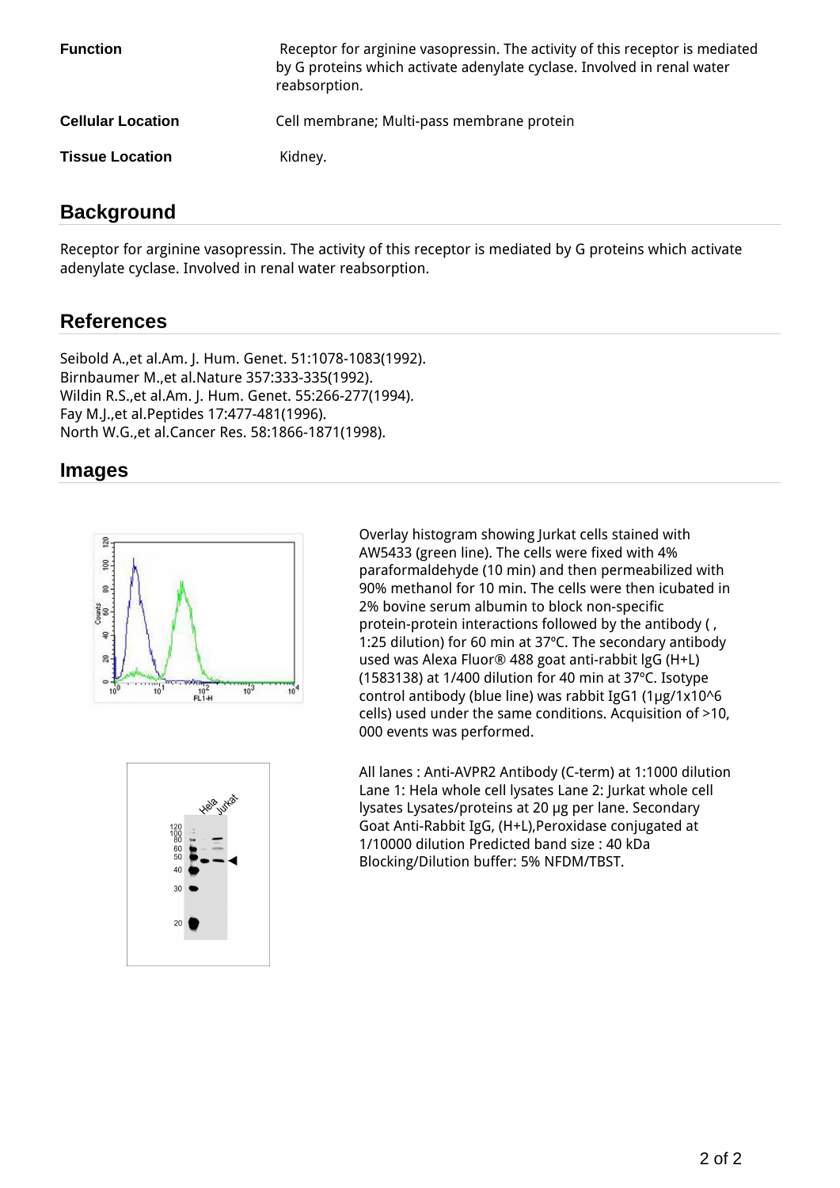| | |
|---|---|
| **Function** | Receptor for arginine vasopressin. The activity of this receptor is mediated by G proteins which activate adenylate cyclase. Involved in renal water reabsorption. |
| **Cellular Location** | Cell membrane; Multi-pass membrane protein |
| **Tissue Location** | Kidney. |

## Background

Receptor for arginine vasopressin. The activity of this receptor is mediated by G proteins which activate adenylate cyclase. Involved in renal water reabsorption.

## References

Seibold A.,et al.Am. J. Hum. Genet. 51:1078-1083(1992).
Birnbaumer M.,et al.Nature 357:333-335(1992).
Wildin R.S.,et al.Am. J. Hum. Genet. 55:266-277(1994).
Fay M.J.,et al.Peptides 17:477-481(1996).
North W.G.,et al.Cancer Res. 58:1866-1871(1998).

## Images

Counts
FL1-H

Overlay histogram showing Jurkat cells stained with AW5433 (green line). The cells were fixed with 4% paraformaldehyde (10 min) and then permeabilized with 90% methanol for 10 min. The cells were then icubated in 2% bovine serum albumin to block non-specific protein-protein interactions followed by the antibody ( , 1:25 dilution) for 60 min at 37ºC. The secondary antibody used was Alexa Fluor® 488 goat anti-rabbit IgG (H+L) (1583138) at 1/400 dilution for 40 min at 37ºC. Isotype control antibody (blue line) was rabbit IgG1 (1μg/1x10^6 cells) used under the same conditions. Acquisition of >10, 000 events was performed.

Hela
Jurkat
120
100
80
60
50
40
30
20

All lanes : Anti-AVPR2 Antibody (C-term) at 1:1000 dilution Lane 1: Hela whole cell lysates Lane 2: Jurkat whole cell lysates Lysates/proteins at 20 µg per lane. Secondary Goat Anti-Rabbit IgG, (H+L),Peroxidase conjugated at 1/10000 dilution Predicted band size : 40 kDa Blocking/Dilution buffer: 5% NFDM/TBST.